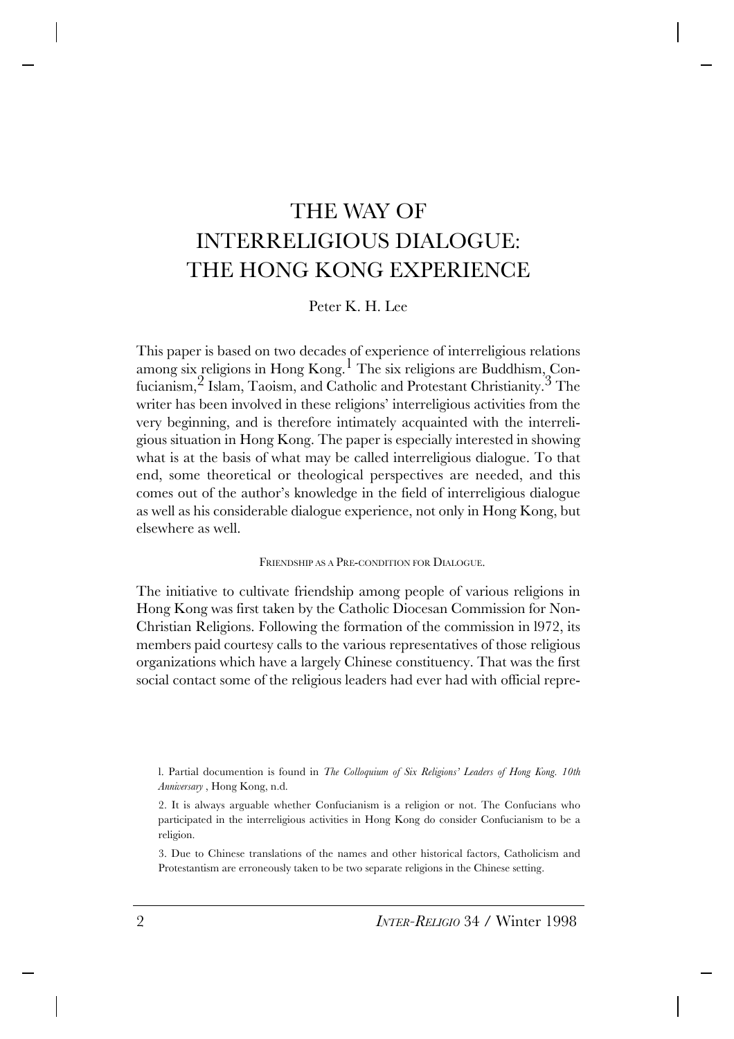# THE WAY OF INTERRELIGIOUS DIALOGUE: THE HONG KONG EXPERIENCE

Peter K. H. Lee

This paper is based on two decades of experience of interreligious relations among six religions in Hong Kong.[1] The six religions are Buddhism, Confucianism,[2] Islam, Taoism, and Catholic and Protestant Christianity.[3] The writer has been involved in these religions' interreligious activities from the very beginning, and is therefore intimately acquainted with the interreligious situation in Hong Kong. The paper is especially interested in showing what is at the basis of what may be called interreligious dialogue. To that end, some theoretical or theological perspectives are needed, and this comes out of the author's knowledge in the field of interreligious dialogue as well as his considerable dialogue experience, not only in Hong Kong, but elsewhere as well.

## FRIENDSHIP AS A PRE-CONDITION FOR DIALOGUE.

The initiative to cultivate friendship among people of various religions in Hong Kong was first taken by the Catholic Diocesan Commission for Non-Christian Religions. Following the formation of the commission in 1972, its members paid courtesy calls to the various representatives of those religious organizations which have a largely Chinese constituency. That was the first social contact some of the religious leaders had ever had with official repre-

1. Partial documention is found in *The Colloquium of Six Religions' Leaders of Hong Kong. 10th Anniversary* , Hong Kong, n.d.

2. It is always arguable whether Confucianism is a religion or not. The Confucians who participated in the interreligious activities in Hong Kong do consider Confucianism to be a religion.

3. Due to Chinese translations of the names and other historical factors, Catholicism and Protestantism are erroneously taken to be two separate religions in the Chinese setting.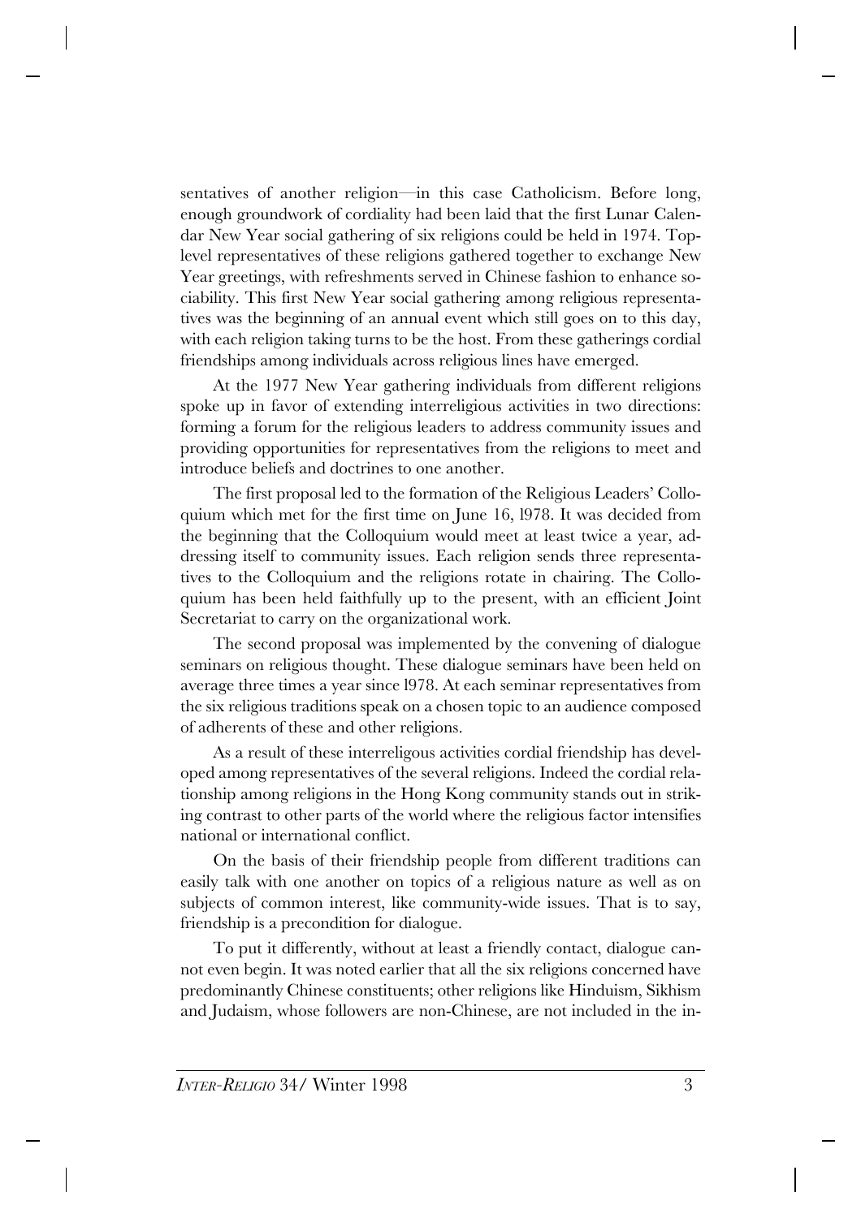sentatives of another religion—in this case Catholicism. Before long, enough groundwork of cordiality had been laid that the first Lunar Calendar New Year social gathering of six religions could be held in 1974. Top-level representatives of these religions gathered together to exchange New Year greetings, with refreshments served in Chinese fashion to enhance sociability. This first New Year social gathering among religious representatives was the beginning of an annual event which still goes on to this day, with each religion taking turns to be the host. From these gatherings cordial friendships among individuals across religious lines have emerged.

At the 1977 New Year gathering individuals from different religions spoke up in favor of extending interreligious activities in two directions: forming a forum for the religious leaders to address community issues and providing opportunities for representatives from the religions to meet and introduce beliefs and doctrines to one another.

The first proposal led to the formation of the Religious Leaders' Colloquium which met for the first time on June 16, l978. It was decided from the beginning that the Colloquium would meet at least twice a year, addressing itself to community issues. Each religion sends three representatives to the Colloquium and the religions rotate in chairing. The Colloquium has been held faithfully up to the present, with an efficient Joint Secretariat to carry on the organizational work.

The second proposal was implemented by the convening of dialogue seminars on religious thought. These dialogue seminars have been held on average three times a year since l978. At each seminar representatives from the six religious traditions speak on a chosen topic to an audience composed of adherents of these and other religions.

As a result of these interrelig0us activities cordial friendship has developed among representatives of the several religions. Indeed the cordial relationship among religions in the Hong Kong community stands out in striking contrast to other parts of the world where the religious factor intensifies national or international conflict.

On the basis of their friendship people from different traditions can easily talk with one another on topics of a religious nature as well as on subjects of common interest, like community-wide issues. That is to say, friendship is a precondition for dialogue.

To put it differently, without at least a friendly contact, dialogue cannot even begin. It was noted earlier that all the six religions concerned have predominantly Chinese constituents; other religions like Hinduism, Sikhism and Judaism, whose followers are non-Chinese, are not included in the in-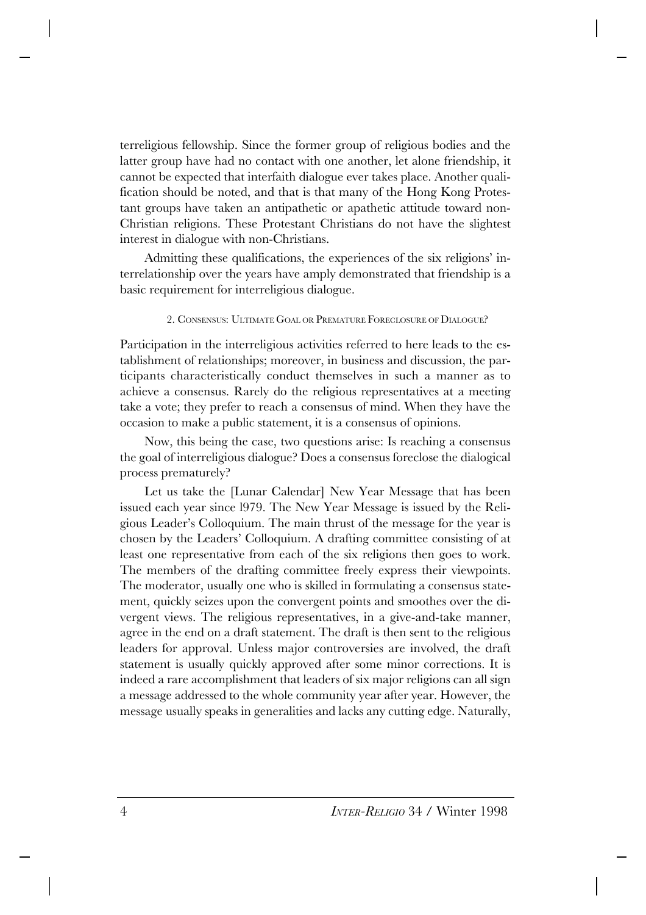terreligious fellowship. Since the former group of religious bodies and the latter group have had no contact with one another, let alone friendship, it cannot be expected that interfaith dialogue ever takes place. Another qualification should be noted, and that is that many of the Hong Kong Protestant groups have taken an antipathetic or apathetic attitude toward non-Christian religions. These Protestant Christians do not have the slightest interest in dialogue with non-Christians.

Admitting these qualifications, the experiences of the six religions' interrelationship over the years have amply demonstrated that friendship is a basic requirement for interreligious dialogue.

### 2. Consensus: Ultimate Goal or Premature Foreclosure of Dialogue?

Participation in the interreligious activities referred to here leads to the establishment of relationships; moreover, in business and discussion, the participants characteristically conduct themselves in such a manner as to achieve a consensus. Rarely do the religious representatives at a meeting take a vote; they prefer to reach a consensus of mind. When they have the occasion to make a public statement, it is a consensus of opinions.

Now, this being the case, two questions arise: Is reaching a consensus the goal of interreligious dialogue? Does a consensus foreclose the dialogical process prematurely?

Let us take the [Lunar Calendar] New Year Message that has been issued each year since l979. The New Year Message is issued by the Religious Leader's Colloquium. The main thrust of the message for the year is chosen by the Leaders' Colloquium. A drafting committee consisting of at least one representative from each of the six religions then goes to work. The members of the drafting committee freely express their viewpoints. The moderator, usually one who is skilled in formulating a consensus statement, quickly seizes upon the convergent points and smoothes over the divergent views. The religious representatives, in a give-and-take manner, agree in the end on a draft statement. The draft is then sent to the religious leaders for approval. Unless major controversies are involved, the draft statement is usually quickly approved after some minor corrections. It is indeed a rare accomplishment that leaders of six major religions can all sign a message addressed to the whole community year after year. However, the message usually speaks in generalities and lacks any cutting edge. Naturally,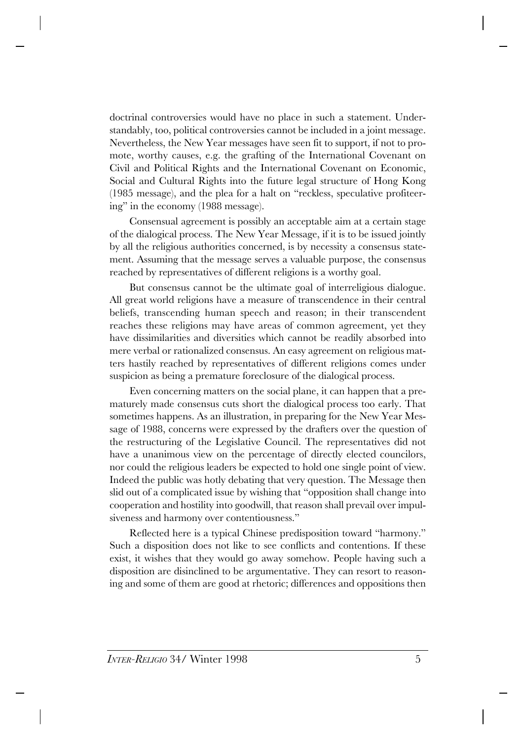doctrinal controversies would have no place in such a statement. Understandably, too, political controversies cannot be included in a joint message. Nevertheless, the New Year messages have seen fit to support, if not to promote, worthy causes, e.g. the grafting of the International Covenant on Civil and Political Rights and the International Covenant on Economic, Social and Cultural Rights into the future legal structure of Hong Kong (1985 message), and the plea for a halt on "reckless, speculative profiteering" in the economy (1988 message).

Consensual agreement is possibly an acceptable aim at a certain stage of the dialogical process. The New Year Message, if it is to be issued jointly by all the religious authorities concerned, is by necessity a consensus statement. Assuming that the message serves a valuable purpose, the consensus reached by representatives of different religions is a worthy goal.

But consensus cannot be the ultimate goal of interreligious dialogue. All great world religions have a measure of transcendence in their central beliefs, transcending human speech and reason; in their transcendent reaches these religions may have areas of common agreement, yet they have dissimilarities and diversities which cannot be readily absorbed into mere verbal or rationalized consensus. An easy agreement on religious matters hastily reached by representatives of different religions comes under suspicion as being a premature foreclosure of the dialogical process.

Even concerning matters on the social plane, it can happen that a prematurely made consensus cuts short the dialogical process too early. That sometimes happens. As an illustration, in preparing for the New Year Message of 1988, concerns were expressed by the drafters over the question of the restructuring of the Legislative Council. The representatives did not have a unanimous view on the percentage of directly elected councilors, nor could the religious leaders be expected to hold one single point of view. Indeed the public was hotly debating that very question. The Message then slid out of a complicated issue by wishing that "opposition shall change into cooperation and hostility into goodwill, that reason shall prevail over impulsiveness and harmony over contentiousness."

Reflected here is a typical Chinese predisposition toward "harmony." Such a disposition does not like to see conflicts and contentions. If these exist, it wishes that they would go away somehow. People having such a disposition are disinclined to be argumentative. They can resort to reasoning and some of them are good at rhetoric; differences and oppositions then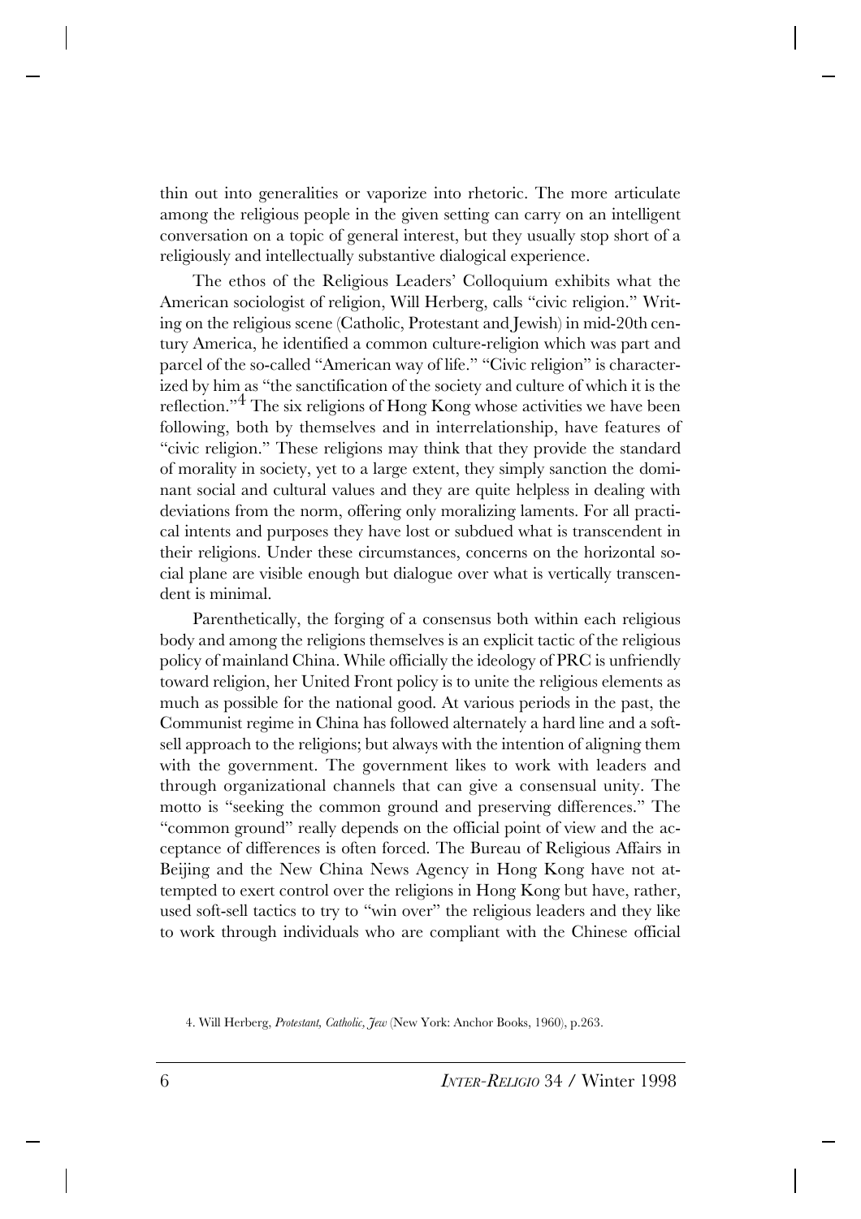thin out into generalities or vaporize into rhetoric. The more articulate among the religious people in the given setting can carry on an intelligent conversation on a topic of general interest, but they usually stop short of a religiously and intellectually substantive dialogical experience.

The ethos of the Religious Leaders' Colloquium exhibits what the American sociologist of religion, Will Herberg, calls "civic religion." Writing on the religious scene (Catholic, Protestant and Jewish) in mid-20th century America, he identified a common culture-religion which was part and parcel of the so-called "American way of life." "Civic religion" is characterized by him as "the sanctification of the society and culture of which it is the reflection."[4] The six religions of Hong Kong whose activities we have been following, both by themselves and in interrelationship, have features of "civic religion." These religions may think that they provide the standard of morality in society, yet to a large extent, they simply sanction the dominant social and cultural values and they are quite helpless in dealing with deviations from the norm, offering only moralizing laments. For all practical intents and purposes they have lost or subdued what is transcendent in their religions. Under these circumstances, concerns on the horizontal social plane are visible enough but dialogue over what is vertically transcendent is minimal.

Parenthetically, the forging of a consensus both within each religious body and among the religions themselves is an explicit tactic of the religious policy of mainland China. While officially the ideology of PRC is unfriendly toward religion, her United Front policy is to unite the religious elements as much as possible for the national good. At various periods in the past, the Communist regime in China has followed alternately a hard line and a soft-sell approach to the religions; but always with the intention of aligning them with the government. The government likes to work with leaders and through organizational channels that can give a consensual unity. The motto is "seeking the common ground and preserving differences." The "common ground" really depends on the official point of view and the acceptance of differences is often forced. The Bureau of Religious Affairs in Beijing and the New China News Agency in Hong Kong have not attempted to exert control over the religions in Hong Kong but have, rather, used soft-sell tactics to try to "win over" the religious leaders and they like to work through individuals who are compliant with the Chinese official

4. Will Herberg, *Protestant, Catholic, Jew* (New York: Anchor Books, 1960), p.263.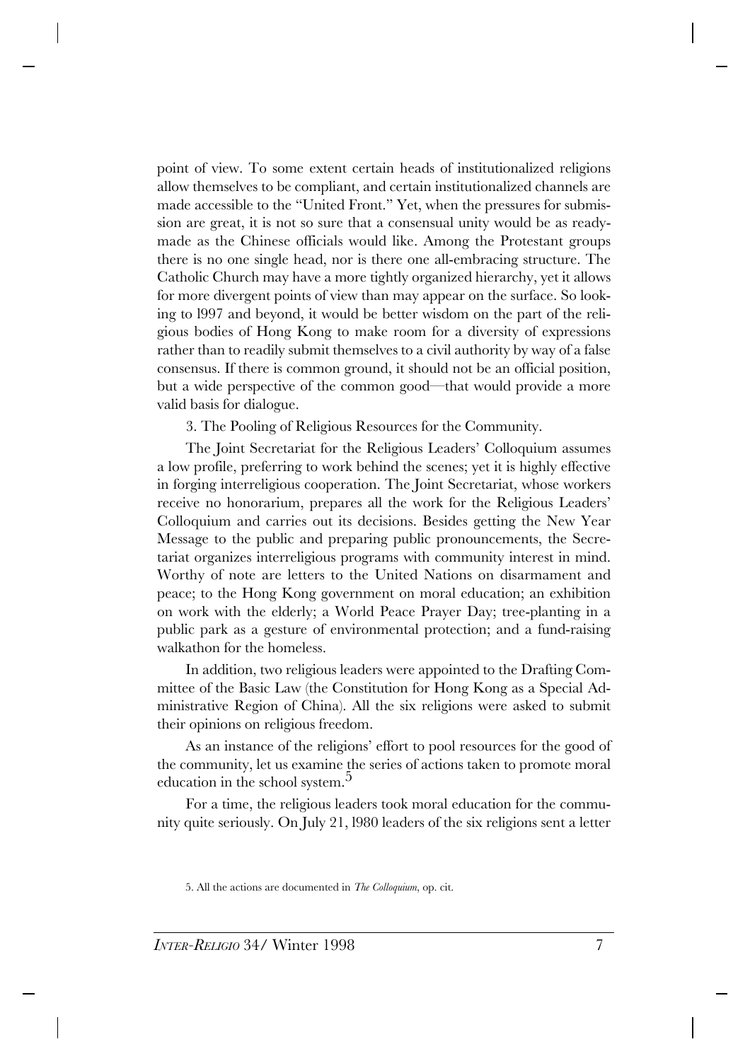point of view. To some extent certain heads of institutionalized religions allow themselves to be compliant, and certain institutionalized channels are made accessible to the "United Front." Yet, when the pressures for submission are great, it is not so sure that a consensual unity would be as ready-made as the Chinese officials would like. Among the Protestant groups there is no one single head, nor is there one all-embracing structure. The Catholic Church may have a more tightly organized hierarchy, yet it allows for more divergent points of view than may appear on the surface. So looking to 1997 and beyond, it would be better wisdom on the part of the religious bodies of Hong Kong to make room for a diversity of expressions rather than to readily submit themselves to a civil authority by way of a false consensus. If there is common ground, it should not be an official position, but a wide perspective of the common good—that would provide a more valid basis for dialogue.

3. The Pooling of Religious Resources for the Community.

The Joint Secretariat for the Religious Leaders' Colloquium assumes a low profile, preferring to work behind the scenes; yet it is highly effective in forging interreligious cooperation. The Joint Secretariat, whose workers receive no honorarium, prepares all the work for the Religious Leaders' Colloquium and carries out its decisions. Besides getting the New Year Message to the public and preparing public pronouncements, the Secretariat organizes interreligious programs with community interest in mind. Worthy of note are letters to the United Nations on disarmament and peace; to the Hong Kong government on moral education; an exhibition on work with the elderly; a World Peace Prayer Day; tree-planting in a public park as a gesture of environmental protection; and a fund-raising walkathon for the homeless.

In addition, two religious leaders were appointed to the Drafting Committee of the Basic Law (the Constitution for Hong Kong as a Special Administrative Region of China). All the six religions were asked to submit their opinions on religious freedom.

As an instance of the religions' effort to pool resources for the good of the community, let us examine the series of actions taken to promote moral education in the school system.[5]

For a time, the religious leaders took moral education for the community quite seriously. On July 21, 1980 leaders of the six religions sent a letter

5. All the actions are documented in *The Colloquium*, op. cit.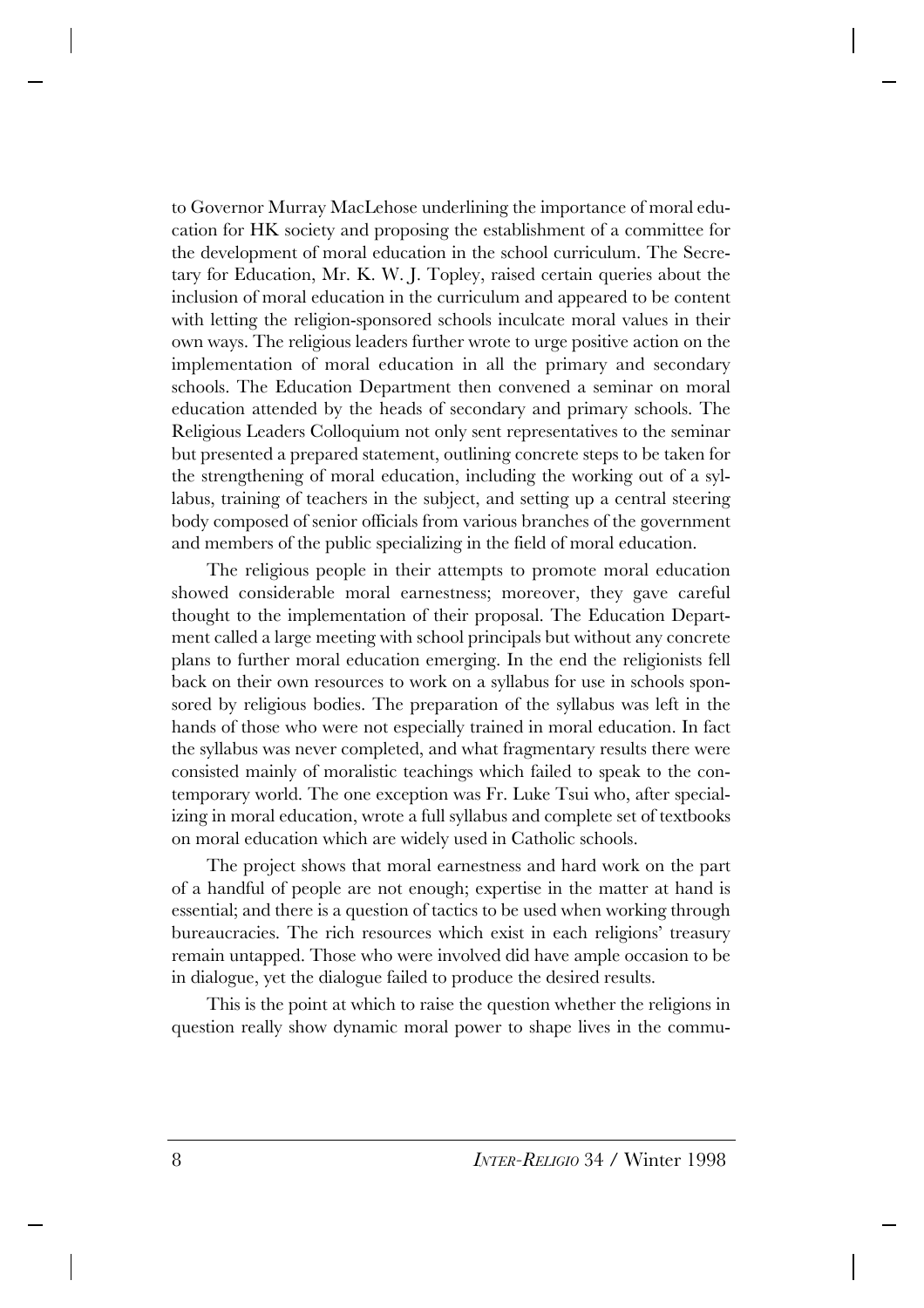to Governor Murray MacLehose underlining the importance of moral education for HK society and proposing the establishment of a committee for the development of moral education in the school curriculum. The Secretary for Education, Mr. K. W. J. Topley, raised certain queries about the inclusion of moral education in the curriculum and appeared to be content with letting the religion-sponsored schools inculcate moral values in their own ways. The religious leaders further wrote to urge positive action on the implementation of moral education in all the primary and secondary schools. The Education Department then convened a seminar on moral education attended by the heads of secondary and primary schools. The Religious Leaders Colloquium not only sent representatives to the seminar but presented a prepared statement, outlining concrete steps to be taken for the strengthening of moral education, including the working out of a syllabus, training of teachers in the subject, and setting up a central steering body composed of senior officials from various branches of the government and members of the public specializing in the field of moral education.

The religious people in their attempts to promote moral education showed considerable moral earnestness; moreover, they gave careful thought to the implementation of their proposal. The Education Department called a large meeting with school principals but without any concrete plans to further moral education emerging. In the end the religionists fell back on their own resources to work on a syllabus for use in schools sponsored by religious bodies. The preparation of the syllabus was left in the hands of those who were not especially trained in moral education. In fact the syllabus was never completed, and what fragmentary results there were consisted mainly of moralistic teachings which failed to speak to the contemporary world. The one exception was Fr. Luke Tsui who, after specializing in moral education, wrote a full syllabus and complete set of textbooks on moral education which are widely used in Catholic schools.

The project shows that moral earnestness and hard work on the part of a handful of people are not enough; expertise in the matter at hand is essential; and there is a question of tactics to be used when working through bureaucracies. The rich resources which exist in each religions' treasury remain untapped. Those who were involved did have ample occasion to be in dialogue, yet the dialogue failed to produce the desired results.

This is the point at which to raise the question whether the religions in question really show dynamic moral power to shape lives in the commu-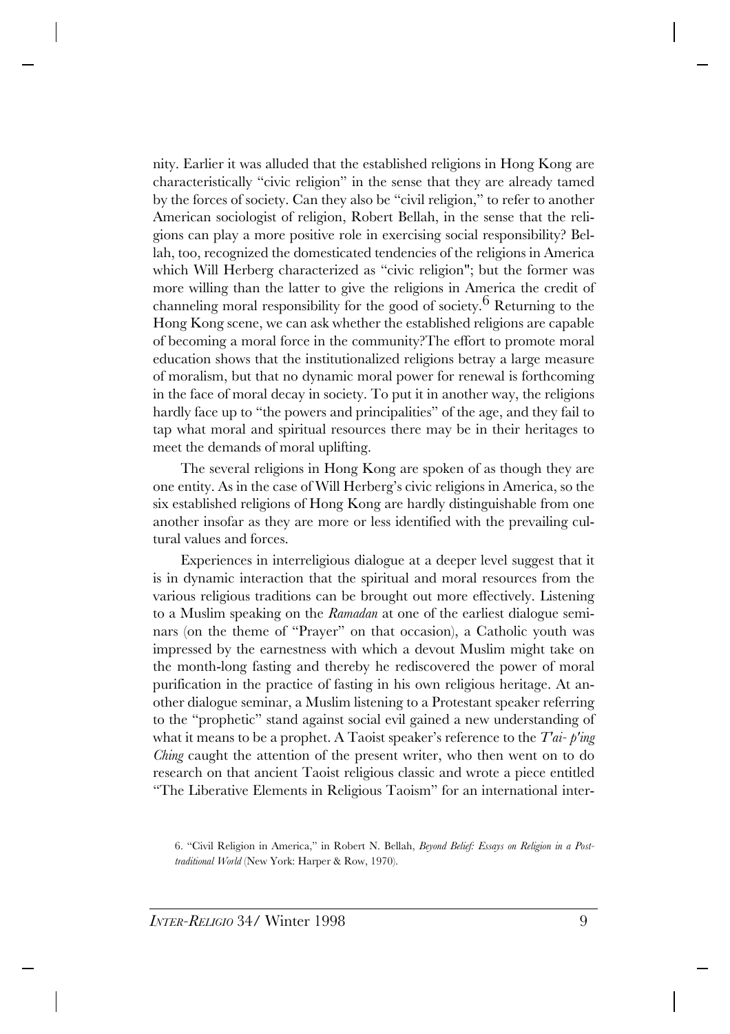nity. Earlier it was alluded that the established religions in Hong Kong are characteristically "civic religion" in the sense that they are already tamed by the forces of society. Can they also be "civil religion," to refer to another American sociologist of religion, Robert Bellah, in the sense that the religions can play a more positive role in exercising social responsibility? Bellah, too, recognized the domesticated tendencies of the religions in America which Will Herberg characterized as "civic religion"; but the former was more willing than the latter to give the religions in America the credit of channeling moral responsibility for the good of society.[6] Returning to the Hong Kong scene, we can ask whether the established religions are capable of becoming a moral force in the community?The effort to promote moral education shows that the institutionalized religions betray a large measure of moralism, but that no dynamic moral power for renewal is forthcoming in the face of moral decay in society. To put it in another way, the religions hardly face up to "the powers and principalities" of the age, and they fail to tap what moral and spiritual resources there may be in their heritages to meet the demands of moral uplifting.

The several religions in Hong Kong are spoken of as though they are one entity. As in the case of Will Herberg's civic religions in America, so the six established religions of Hong Kong are hardly distinguishable from one another insofar as they are more or less identified with the prevailing cultural values and forces.

Experiences in interreligious dialogue at a deeper level suggest that it is in dynamic interaction that the spiritual and moral resources from the various religious traditions can be brought out more effectively. Listening to a Muslim speaking on the *Ramadan* at one of the earliest dialogue seminars (on the theme of "Prayer" on that occasion), a Catholic youth was impressed by the earnestness with which a devout Muslim might take on the month-long fasting and thereby he rediscovered the power of moral purification in the practice of fasting in his own religious heritage. At another dialogue seminar, a Muslim listening to a Protestant speaker referring to the "prophetic" stand against social evil gained a new understanding of what it means to be a prophet. A Taoist speaker's reference to the *T'ai- p'ing Ching* caught the attention of the present writer, who then went on to do research on that ancient Taoist religious classic and wrote a piece entitled "The Liberative Elements in Religious Taoism" for an international inter-

6. "Civil Religion in America," in Robert N. Bellah, *Beyond Belief: Essays on Religion in a Post-traditional World* (New York: Harper & Row, 1970).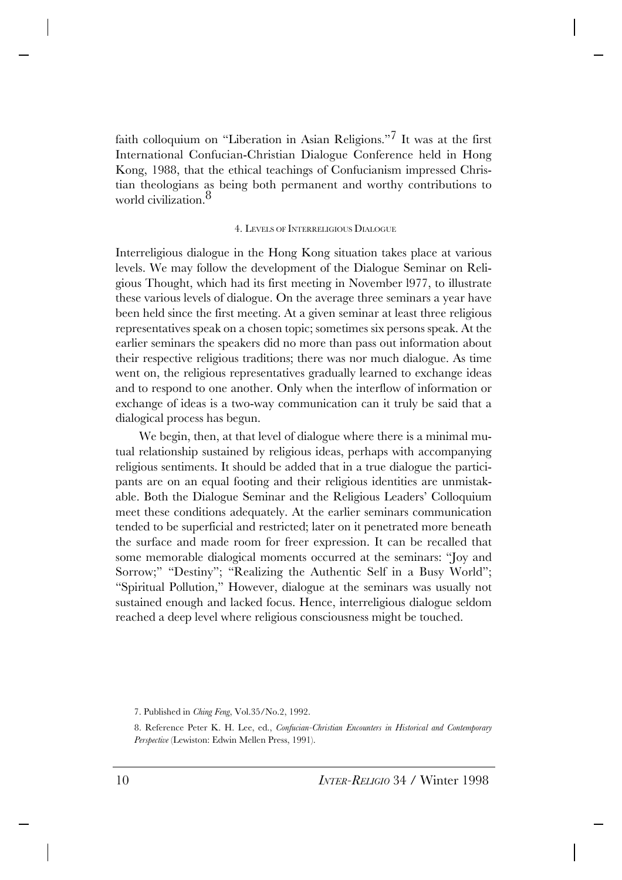faith colloquium on "Liberation in Asian Religions."[7] It was at the first International Confucian-Christian Dialogue Conference held in Hong Kong, 1988, that the ethical teachings of Confucianism impressed Christian theologians as being both permanent and worthy contributions to world civilization.[8]

#### 4. Levels of Interreligious Dialogue

Interreligious dialogue in the Hong Kong situation takes place at various levels. We may follow the development of the Dialogue Seminar on Religious Thought, which had its first meeting in November l977, to illustrate these various levels of dialogue. On the average three seminars a year have been held since the first meeting. At a given seminar at least three religious representatives speak on a chosen topic; sometimes six persons speak. At the earlier seminars the speakers did no more than pass out information about their respective religious traditions; there was nor much dialogue. As time went on, the religious representatives gradually learned to exchange ideas and to respond to one another. Only when the interflow of information or exchange of ideas is a two-way communication can it truly be said that a dialogical process has begun.

We begin, then, at that level of dialogue where there is a minimal mutual relationship sustained by religious ideas, perhaps with accompanying religious sentiments. It should be added that in a true dialogue the participants are on an equal footing and their religious identities are unmistakable. Both the Dialogue Seminar and the Religious Leaders' Colloquium meet these conditions adequately. At the earlier seminars communication tended to be superficial and restricted; later on it penetrated more beneath the surface and made room for freer expression. It can be recalled that some memorable dialogical moments occurred at the seminars: "Joy and Sorrow;" "Destiny"; "Realizing the Authentic Self in a Busy World"; "Spiritual Pollution," However, dialogue at the seminars was usually not sustained enough and lacked focus. Hence, interreligious dialogue seldom reached a deep level where religious consciousness might be touched.

7. Published in *Ching Feng*, Vol.35/No.2, 1992.

8. Reference Peter K. H. Lee, ed., *Confucian-Christian Encounters in Historical and Contemporary Perspective* (Lewiston: Edwin Mellen Press, 1991).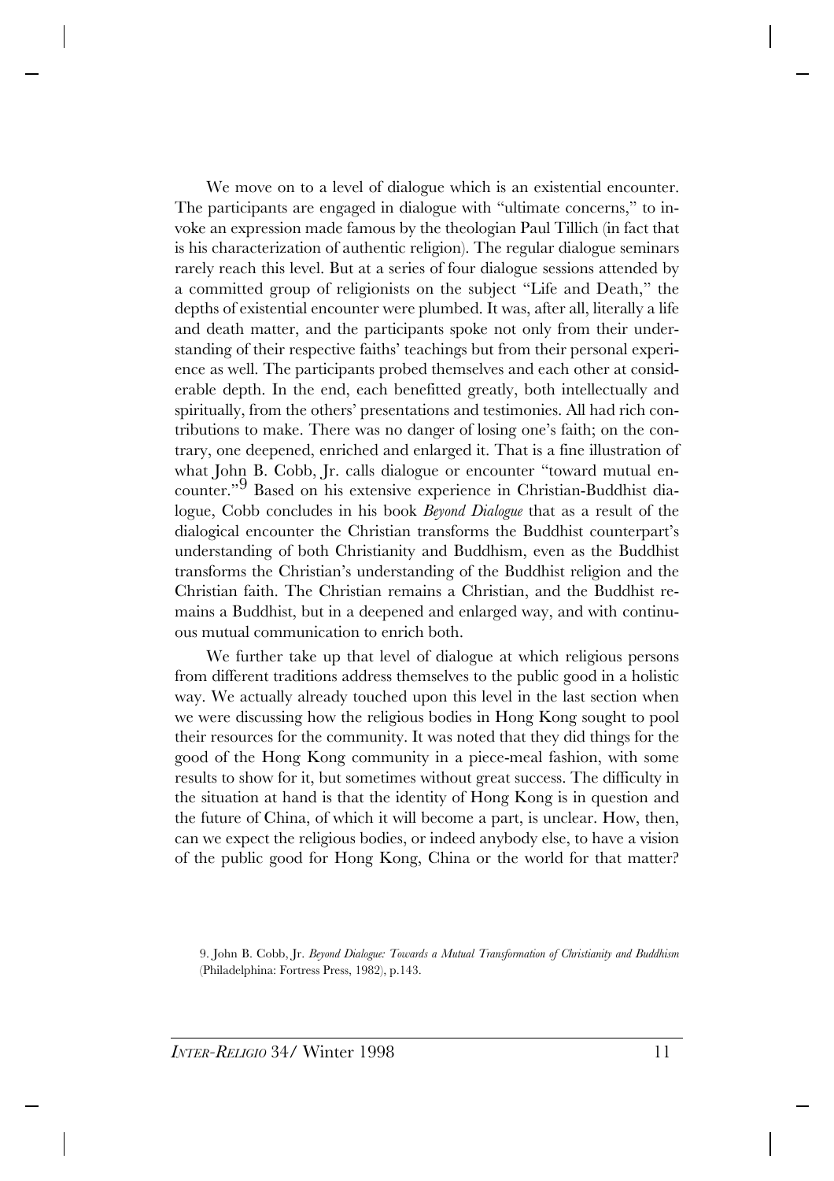We move on to a level of dialogue which is an existential encounter. The participants are engaged in dialogue with "ultimate concerns," to invoke an expression made famous by the theologian Paul Tillich (in fact that is his characterization of authentic religion). The regular dialogue seminars rarely reach this level. But at a series of four dialogue sessions attended by a committed group of religionists on the subject "Life and Death," the depths of existential encounter were plumbed. It was, after all, literally a life and death matter, and the participants spoke not only from their understanding of their respective faiths' teachings but from their personal experience as well. The participants probed themselves and each other at considerable depth. In the end, each benefitted greatly, both intellectually and spiritually, from the others' presentations and testimonies. All had rich contributions to make. There was no danger of losing one's faith; on the contrary, one deepened, enriched and enlarged it. That is a fine illustration of what John B. Cobb, Jr. calls dialogue or encounter "toward mutual encounter."[9] Based on his extensive experience in Christian-Buddhist dialogue, Cobb concludes in his book *Beyond Dialogue* that as a result of the dialogical encounter the Christian transforms the Buddhist counterpart's understanding of both Christianity and Buddhism, even as the Buddhist transforms the Christian's understanding of the Buddhist religion and the Christian faith. The Christian remains a Christian, and the Buddhist remains a Buddhist, but in a deepened and enlarged way, and with continuous mutual communication to enrich both.

We further take up that level of dialogue at which religious persons from different traditions address themselves to the public good in a holistic way. We actually already touched upon this level in the last section when we were discussing how the religious bodies in Hong Kong sought to pool their resources for the community. It was noted that they did things for the good of the Hong Kong community in a piece-meal fashion, with some results to show for it, but sometimes without great success. The difficulty in the situation at hand is that the identity of Hong Kong is in question and the future of China, of which it will become a part, is unclear. How, then, can we expect the religious bodies, or indeed anybody else, to have a vision of the public good for Hong Kong, China or the world for that matter?

9. John B. Cobb, Jr. *Beyond Dialogue: Towards a Mutual Transformation of Christianity and Buddhism* (Philadelphina: Fortress Press, 1982), p.143.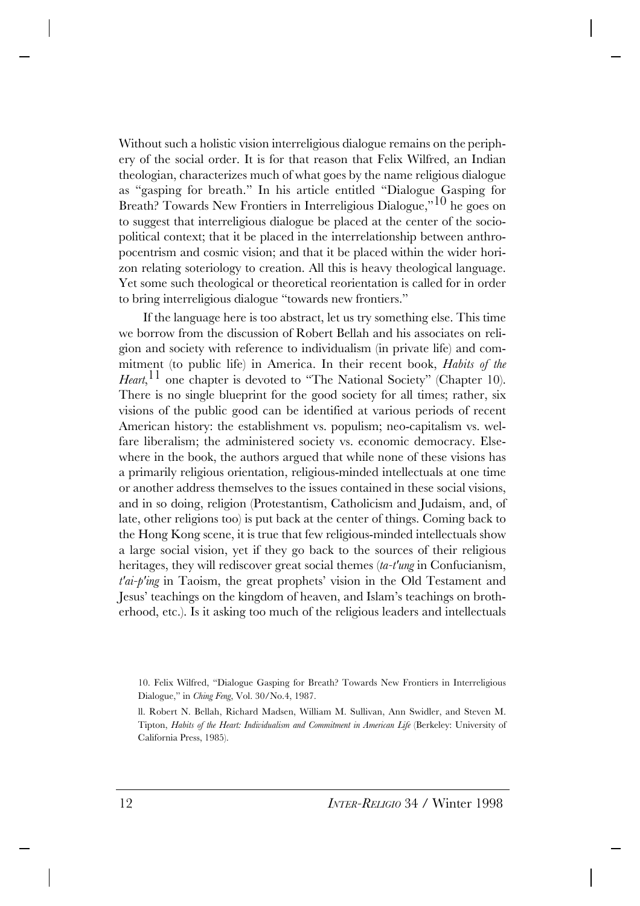Without such a holistic vision interreligious dialogue remains on the periphery of the social order. It is for that reason that Felix Wilfred, an Indian theologian, characterizes much of what goes by the name religious dialogue as "gasping for breath." In his article entitled "Dialogue Gasping for Breath? Towards New Frontiers in Interreligious Dialogue,"[10] he goes on to suggest that interreligious dialogue be placed at the center of the sociopolitical context; that it be placed in the interrelationship between anthropocentrism and cosmic vision; and that it be placed within the wider horizon relating soteriology to creation. All this is heavy theological language. Yet some such theological or theoretical reorientation is called for in order to bring interreligious dialogue "towards new frontiers."

If the language here is too abstract, let us try something else. This time we borrow from the discussion of Robert Bellah and his associates on religion and society with reference to individualism (in private life) and commitment (to public life) in America. In their recent book, *Habits of the Heart*,[11] one chapter is devoted to "The National Society" (Chapter 10). There is no single blueprint for the good society for all times; rather, six visions of the public good can be identified at various periods of recent American history: the establishment vs. populism; neo-capitalism vs. welfare liberalism; the administered society vs. economic democracy. Elsewhere in the book, the authors argued that while none of these visions has a primarily religious orientation, religious-minded intellectuals at one time or another address themselves to the issues contained in these social visions, and in so doing, religion (Protestantism, Catholicism and Judaism, and, of late, other religions too) is put back at the center of things. Coming back to the Hong Kong scene, it is true that few religious-minded intellectuals show a large social vision, yet if they go back to the sources of their religious heritages, they will rediscover great social themes (*ta-t'ung* in Confucianism, *t'ai-p'ing* in Taoism, the great prophets' vision in the Old Testament and Jesus' teachings on the kingdom of heaven, and Islam's teachings on brotherhood, etc.). Is it asking too much of the religious leaders and intellectuals

10. Felix Wilfred, "Dialogue Gasping for Breath? Towards New Frontiers in Interreligious Dialogue," in *Ching Feng*, Vol. 30/No.4, 1987.

11. Robert N. Bellah, Richard Madsen, William M. Sullivan, Ann Swidler, and Steven M. Tipton, *Habits of the Heart: Individualism and Commitment in American Life* (Berkeley: University of California Press, 1985).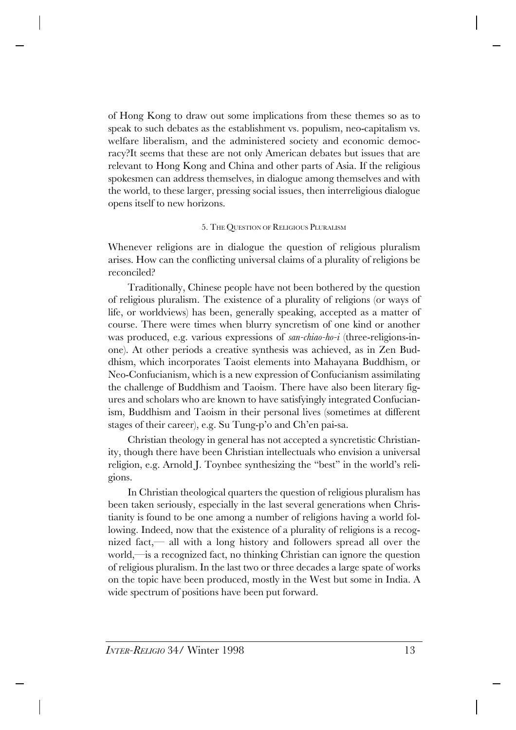of Hong Kong to draw out some implications from these themes so as to speak to such debates as the establishment vs. populism, neo-capitalism vs. welfare liberalism, and the administered society and economic democracy?It seems that these are not only American debates but issues that are relevant to Hong Kong and China and other parts of Asia. If the religious spokesmen can address themselves, in dialogue among themselves and with the world, to these larger, pressing social issues, then interreligious dialogue opens itself to new horizons.

### 5. The Question of Religious Pluralism

Whenever religions are in dialogue the question of religious pluralism arises. How can the conflicting universal claims of a plurality of religions be reconciled?

Traditionally, Chinese people have not been bothered by the question of religious pluralism. The existence of a plurality of religions (or ways of life, or worldviews) has been, generally speaking, accepted as a matter of course. There were times when blurry syncretism of one kind or another was produced, e.g. various expressions of *san-chiao-ho-i* (three-religions-in-one). At other periods a creative synthesis was achieved, as in Zen Buddhism, which incorporates Taoist elements into Mahayana Buddhism, or Neo-Confucianism, which is a new expression of Confucianism assimilating the challenge of Buddhism and Taoism. There have also been literary figures and scholars who are known to have satisfyingly integrated Confucianism, Buddhism and Taoism in their personal lives (sometimes at different stages of their career), e.g. Su Tung-p'o and Ch'en pai-sa.

Christian theology in general has not accepted a syncretistic Christianity, though there have been Christian intellectuals who envision a universal religion, e.g. Arnold J. Toynbee synthesizing the "best" in the world's religions.

In Christian theological quarters the question of religious pluralism has been taken seriously, especially in the last several generations when Christianity is found to be one among a number of religions having a world following. Indeed, now that the existence of a plurality of religions is a recognized fact,— all with a long history and followers spread all over the world,—is a recognized fact, no thinking Christian can ignore the question of religious pluralism. In the last two or three decades a large spate of works on the topic have been produced, mostly in the West but some in India. A wide spectrum of positions have been put forward.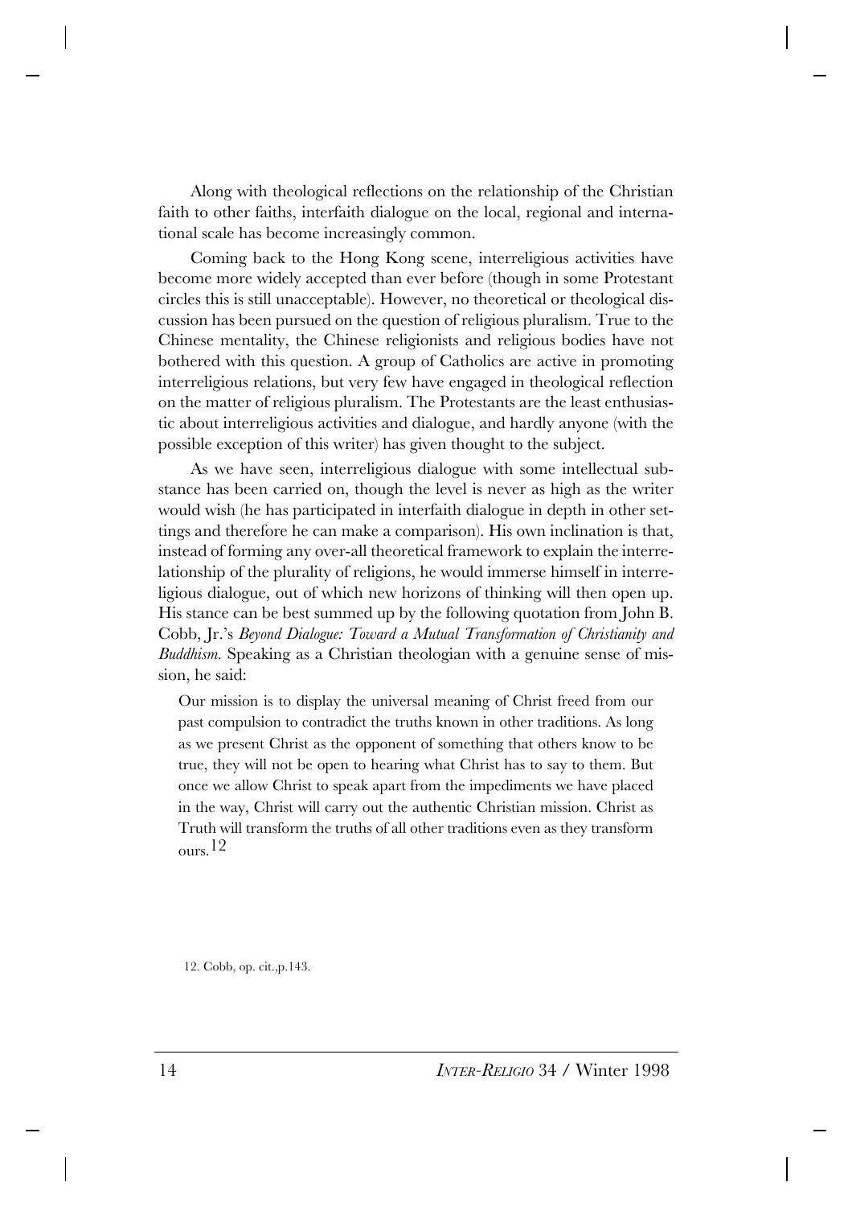Along with theological reflections on the relationship of the Christian faith to other faiths, interfaith dialogue on the local, regional and international scale has become increasingly common.

Coming back to the Hong Kong scene, interreligious activities have become more widely accepted than ever before (though in some Protestant circles this is still unacceptable). However, no theoretical or theological discussion has been pursued on the question of religious pluralism. True to the Chinese mentality, the Chinese religionists and religious bodies have not bothered with this question. A group of Catholics are active in promoting interreligious relations, but very few have engaged in theological reflection on the matter of religious pluralism. The Protestants are the least enthusiastic about interreligious activities and dialogue, and hardly anyone (with the possible exception of this writer) has given thought to the subject.

As we have seen, interreligious dialogue with some intellectual substance has been carried on, though the level is never as high as the writer would wish (he has participated in interfaith dialogue in depth in other settings and therefore he can make a comparison). His own inclination is that, instead of forming any over-all theoretical framework to explain the interrelationship of the plurality of religions, he would immerse himself in interreligious dialogue, out of which new horizons of thinking will then open up. His stance can be best summed up by the following quotation from John B. Cobb, Jr.'s *Beyond Dialogue: Toward a Mutual Transformation of Christianity and Buddhism.* Speaking as a Christian theologian with a genuine sense of mission, he said:

> Our mission is to display the universal meaning of Christ freed from our past compulsion to contradict the truths known in other traditions. As long as we present Christ as the opponent of something that others know to be true, they will not be open to hearing what Christ has to say to them. But once we allow Christ to speak apart from the impediments we have placed in the way, Christ will carry out the authentic Christian mission. Christ as Truth will transform the truths of all other traditions even as they transform ours.[12]

12. Cobb, op. cit.,p.143.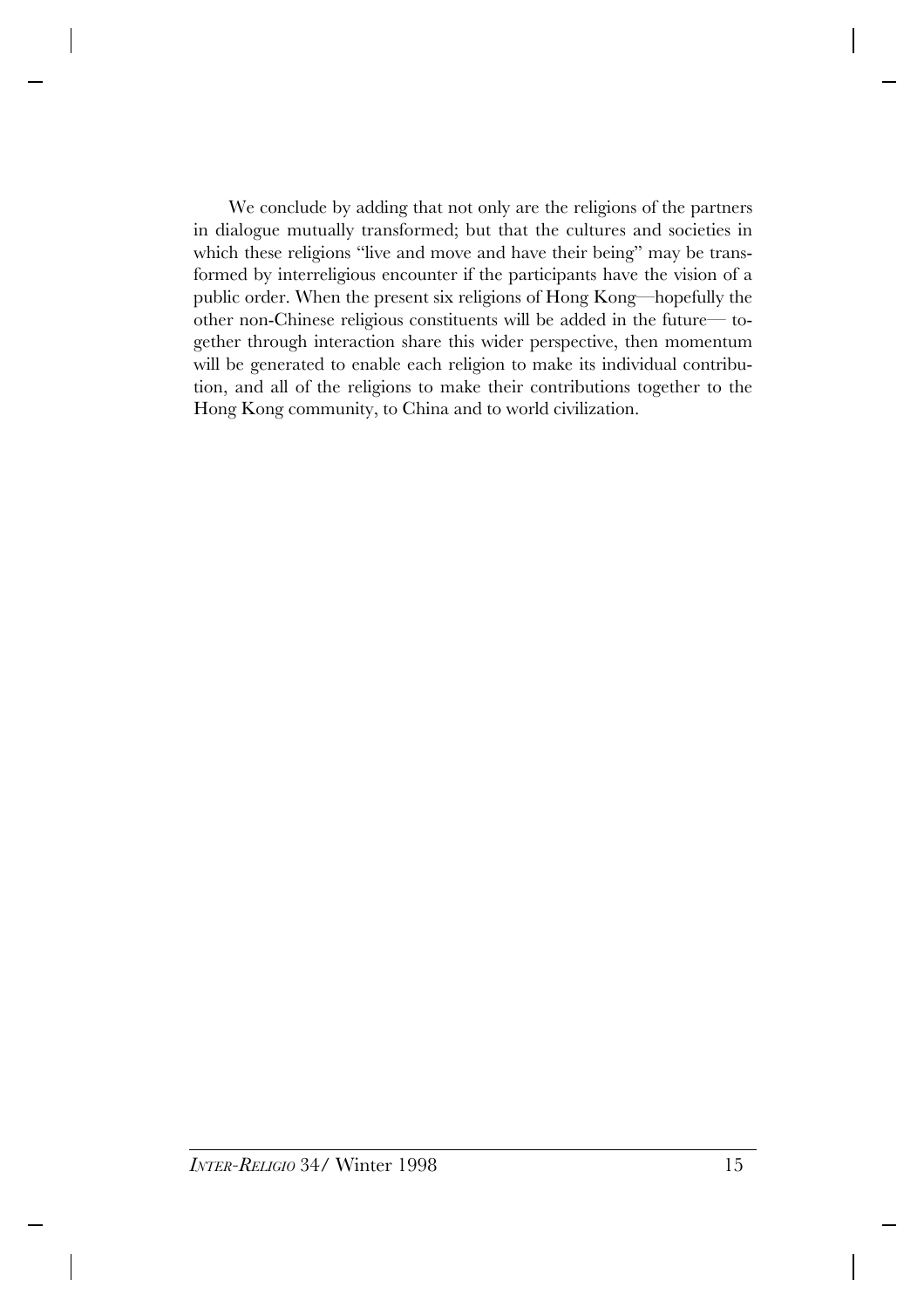We conclude by adding that not only are the religions of the partners in dialogue mutually transformed; but that the cultures and societies in which these religions "live and move and have their being" may be transformed by interreligious encounter if the participants have the vision of a public order. When the present six religions of Hong Kong—hopefully the other non-Chinese religious constituents will be added in the future— together through interaction share this wider perspective, then momentum will be generated to enable each religion to make its individual contribution, and all of the religions to make their contributions together to the Hong Kong community, to China and to world civilization.